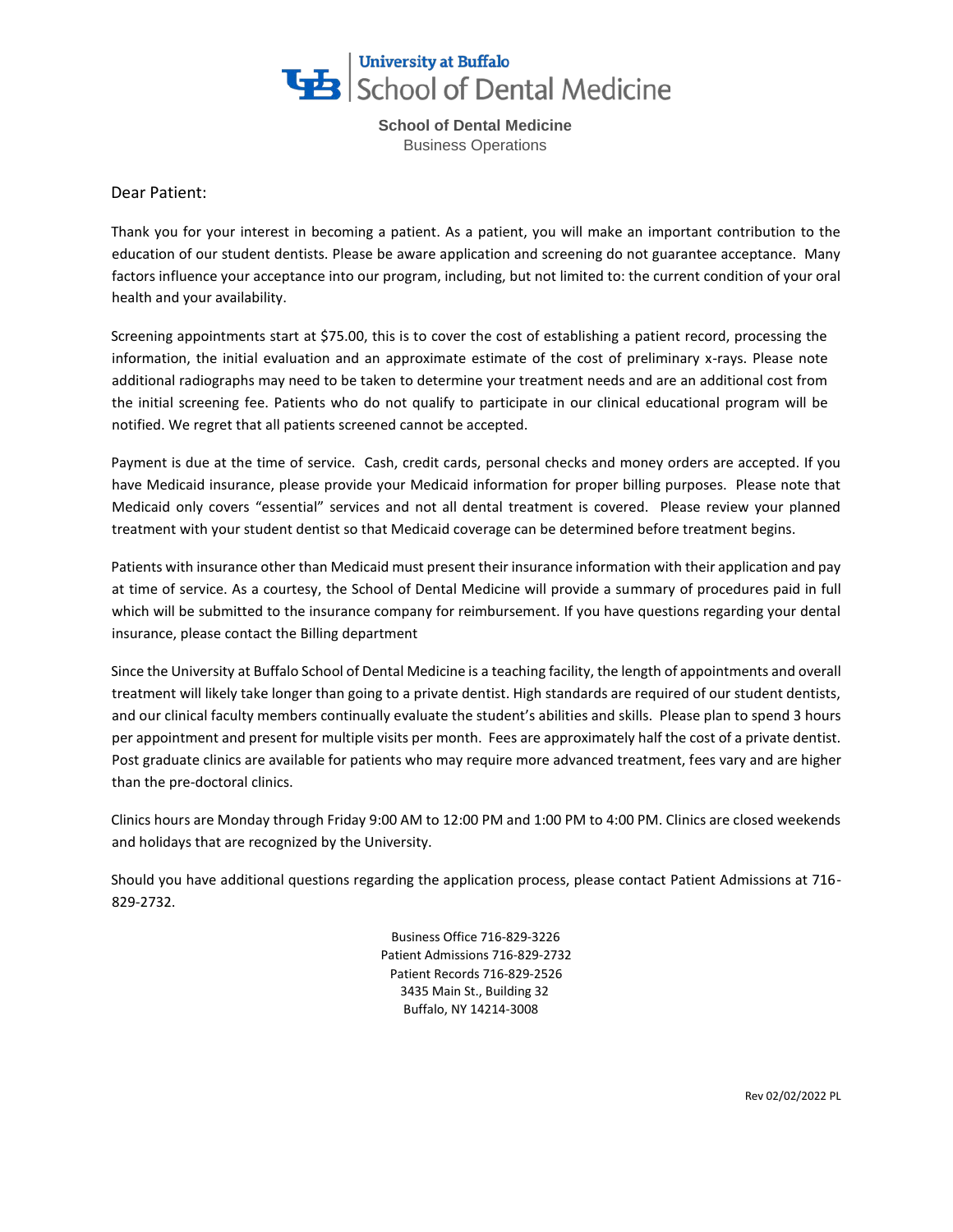# University at Buffalo School of Dental Medicine

**School of Dental Medicine**
Business Operations

Dear Patient:

Thank you for your interest in becoming a patient. As a patient, you will make an important contribution to the education of our student dentists. Please be aware application and screening do not guarantee acceptance. Many factors influence your acceptance into our program, including, but not limited to: the current condition of your oral health and your availability.

Screening appointments start at $75.00, this is to cover the cost of establishing a patient record, processing the information, the initial evaluation and an approximate estimate of the cost of preliminary x-rays. Please note additional radiographs may need to be taken to determine your treatment needs and are an additional cost from the initial screening fee. Patients who do not qualify to participate in our clinical educational program will be notified. We regret that all patients screened cannot be accepted.

Payment is due at the time of service. Cash, credit cards, personal checks and money orders are accepted. If you have Medicaid insurance, please provide your Medicaid information for proper billing purposes. Please note that Medicaid only covers "essential" services and not all dental treatment is covered. Please review your planned treatment with your student dentist so that Medicaid coverage can be determined before treatment begins.

Patients with insurance other than Medicaid must present their insurance information with their application and pay at time of service. As a courtesy, the School of Dental Medicine will provide a summary of procedures paid in full which will be submitted to the insurance company for reimbursement. If you have questions regarding your dental insurance, please contact the Billing department

Since the University at Buffalo School of Dental Medicine is a teaching facility, the length of appointments and overall treatment will likely take longer than going to a private dentist. High standards are required of our student dentists, and our clinical faculty members continually evaluate the student's abilities and skills. Please plan to spend 3 hours per appointment and present for multiple visits per month. Fees are approximately half the cost of a private dentist. Post graduate clinics are available for patients who may require more advanced treatment, fees vary and are higher than the pre-doctoral clinics.

Clinics hours are Monday through Friday 9:00 AM to 12:00 PM and 1:00 PM to 4:00 PM. Clinics are closed weekends and holidays that are recognized by the University.

Should you have additional questions regarding the application process, please contact Patient Admissions at 716-829-2732.

Business Office 716-829-3226
Patient Admissions 716-829-2732
Patient Records 716-829-2526
3435 Main St., Building 32
Buffalo, NY 14214-3008

Rev 02/02/2022 PL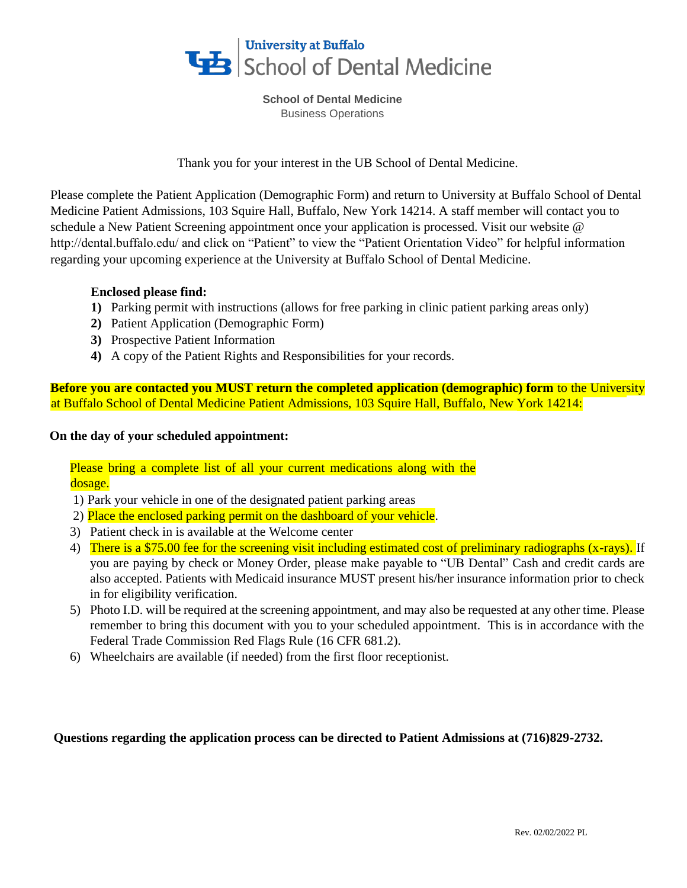University at Buffalo | School of Dental Medicine

**School of Dental Medicine**
Business Operations

Thank you for your interest in the UB School of Dental Medicine.

Please complete the Patient Application (Demographic Form) and return to University at Buffalo School of Dental Medicine Patient Admissions, 103 Squire Hall, Buffalo, New York 14214. A staff member will contact you to schedule a New Patient Screening appointment once your application is processed. Visit our website @ http://dental.buffalo.edu/ and click on "Patient" to view the "Patient Orientation Video" for helpful information regarding your upcoming experience at the University at Buffalo School of Dental Medicine.

**Enclosed please find:**

1) Parking permit with instructions (allows for free parking in clinic patient parking areas only)
2) Patient Application (Demographic Form)
3) Prospective Patient Information
4) A copy of the Patient Rights and Responsibilities for your records.

**Before you are contacted you MUST return the completed application (demographic) form** to the University at Buffalo School of Dental Medicine Patient Admissions, 103 Squire Hall, Buffalo, New York 14214:

**On the day of your scheduled appointment:**

Please bring a complete list of all your current medications along with the dosage.

1) Park your vehicle in one of the designated patient parking areas
2) Place the enclosed parking permit on the dashboard of your vehicle.
3) Patient check in is available at the Welcome center
4) There is a $75.00 fee for the screening visit including estimated cost of preliminary radiographs (x-rays). If you are paying by check or Money Order, please make payable to "UB Dental" Cash and credit cards are also accepted. Patients with Medicaid insurance MUST present his/her insurance information prior to check in for eligibility verification.
5) Photo I.D. will be required at the screening appointment, and may also be requested at any other time. Please remember to bring this document with you to your scheduled appointment. This is in accordance with the Federal Trade Commission Red Flags Rule (16 CFR 681.2).
6) Wheelchairs are available (if needed) from the first floor receptionist.

**Questions regarding the application process can be directed to Patient Admissions at (716)829-2732.**

Rev. 02/02/2022 PL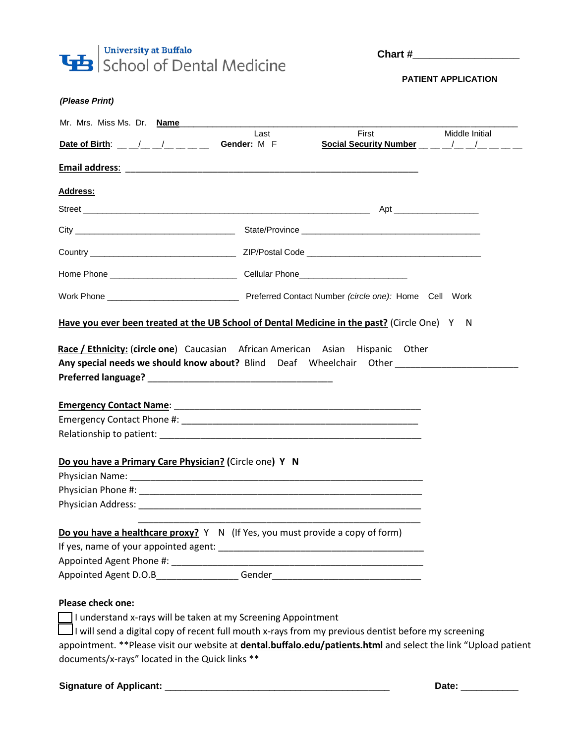University at Buffalo
School of Dental Medicine

Chart #___________________

**PATIENT APPLICATION**

***(Please Print)***

Mr. Mrs. Miss Ms. Dr. **Name** ________________________________________________________________

Last First Middle Initial

**Date of Birth**: __ __/__ __/__ __ __ __ **Gender:** M F **Social Security Number** __ __ __/__ __/__ __ __ __

**Email address**: ____________________________________________________________

**Address:**

Street ___________________________________________________________ Apt _________________

City __________________________________ State/Province _____________________________________

Country ______________________________ ZIP/Postal Code _____________________________________

Home Phone ___________________________ Cellular Phone______________________

Work Phone ___________________________ Preferred Contact Number *(circle one):* Home Cell Work

**Have you ever been treated at the UB School of Dental Medicine in the past?** (Circle One) Y N

**Race / Ethnicity:** (**circle one**) Caucasian African American Asian Hispanic Other

**Any special needs we should know about?** Blind Deaf Wheelchair Other ________________________

**Preferred language?** ______________________________________

**Emergency Contact Name**: ___________________________________________________

Emergency Contact Phone #: ________________________________________________

Relationship to patient: _____________________________________________________

**Do you have a Primary Care Physician?** (Circle one) **Y N**

Physician Name: _________________________________________________________

Physician Phone #: _______________________________________________________

Physician Address: _______________________________________________________

_______________________________________________________

**Do you have a healthcare proxy?** Y N (If Yes, you must provide a copy of form)

If yes, name of your appointed agent: ___________________________________________

Appointed Agent Phone #: ___________________________________________________

Appointed Agent D.O.B________________ Gender_____________________________

**Please check one:**

☐ I understand x-rays will be taken at my Screening Appointment

☐ I will send a digital copy of recent full mouth x-rays from my previous dentist before my screening appointment. **Please visit our website at **dental.buffalo.edu/patients.html** and select the link "Upload patient documents/x-rays" located in the Quick links **

**Signature of Applicant:** ____________________________________________ **Date:** ___________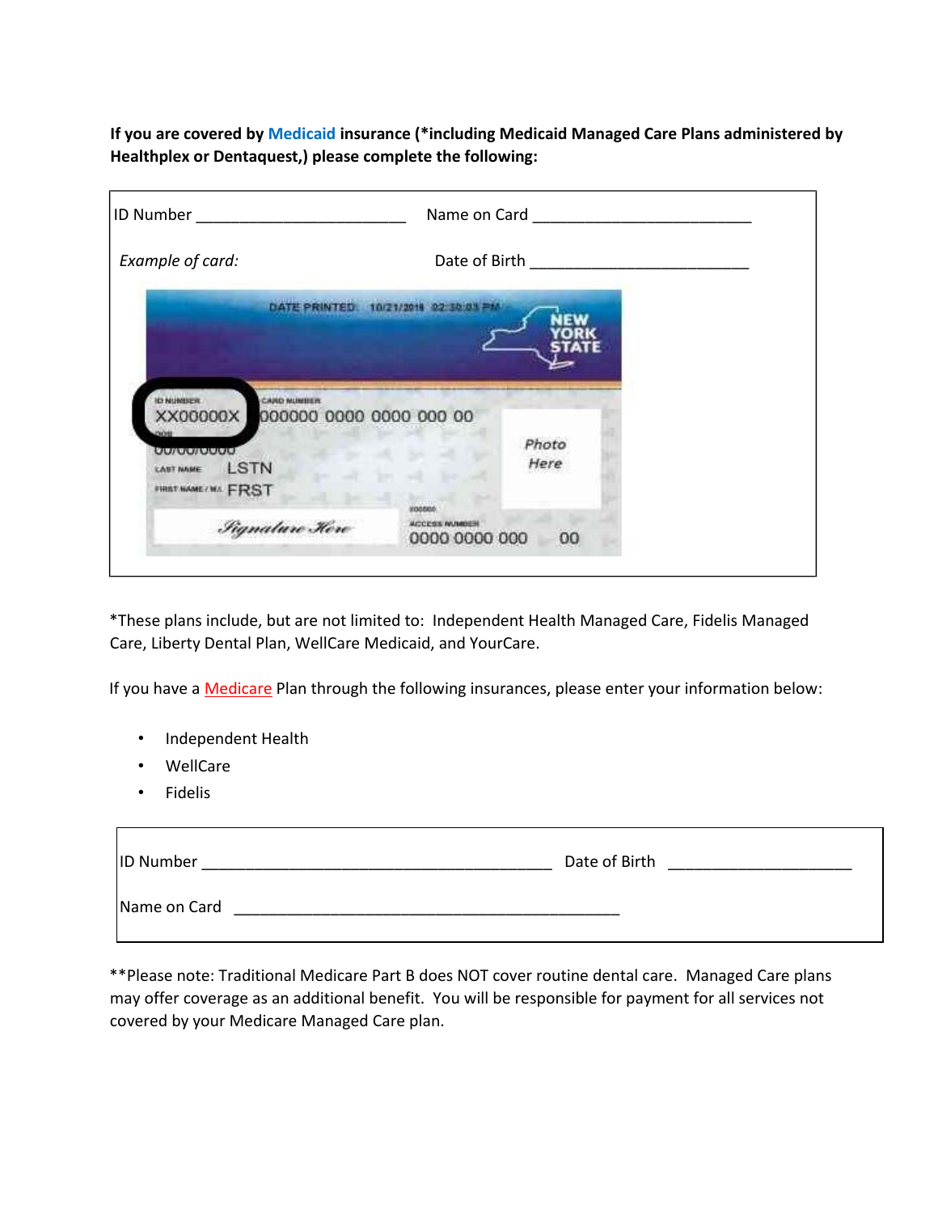**If you are covered by Medicaid insurance (*including Medicaid Managed Care Plans administered by Healthplex or Dentaquest,) please complete the following:**

| | |
|---|---|
| ID Number ________________________ | Name on Card _________________________ |
| *Example of card:* | Date of Birth _________________________ |

*These plans include, but are not limited to: Independent Health Managed Care, Fidelis Managed Care, Liberty Dental Plan, WellCare Medicaid, and YourCare.

If you have a Medicare Plan through the following insurances, please enter your information below:

- Independent Health
- WellCare
- Fidelis

| | |
|---|---|
| ID Number ________________________________________ | Date of Birth _____________________ |
| Name on Card _____________________________________________ | |

**Please note: Traditional Medicare Part B does NOT cover routine dental care. Managed Care plans may offer coverage as an additional benefit. You will be responsible for payment for all services not covered by your Medicare Managed Care plan.